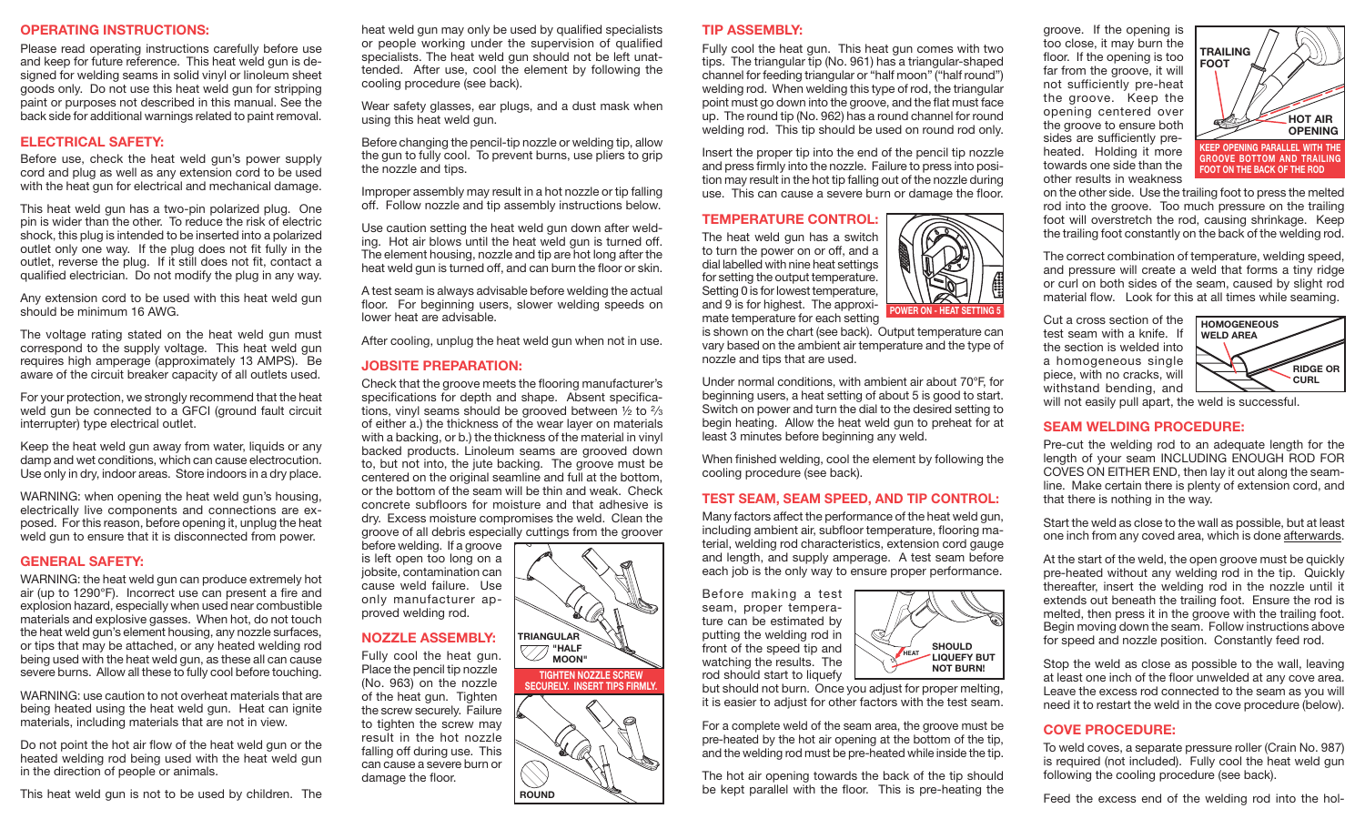## OPERATING INSTRUCTIONS:

Please read operating instructions carefully before use and keep for future reference. This heat weld gun is designed for welding seams in solid vinyl or linoleum sheet goods only. Do not use this heat weld gun for stripping paint or purposes not described in this manual. See the back side for additional warnings related to paint removal.

## ELECTRICAL SAFETY:

Before use, check the heat weld gun's power supply cord and plug as well as any extension cord to be used with the heat gun for electrical and mechanical damage.

This heat weld gun has a two-pin polarized plug. One pin is wider than the other. To reduce the risk of electric shock, this plug is intended to be inserted into a polarized outlet only one way. If the plug does not fit fully in the outlet, reverse the plug. If it still does not fit, contact a qualified electrician. Do not modify the plug in any way.

Any extension cord to be used with this heat weld gun should be minimum 16 AWG.

The voltage rating stated on the heat weld gun must correspond to the supply voltage. This heat weld gun requires high amperage (approximately 13 AMPS). Be aware of the circuit breaker capacity of all outlets used.

For your protection, we strongly recommend that the heat weld gun be connected to a GFCI (ground fault circuit interrupter) type electrical outlet.

Keep the heat weld gun away from water, liquids or any damp and wet conditions, which can cause electrocution. Use only in dry, indoor areas. Store indoors in a dry place.

WARNING: when opening the heat weld gun's housing, electrically live components and connections are exposed. For this reason, before opening it, unplug the heat weld gun to ensure that it is disconnected from power.

## GENERAL SAFETY:

WARNING: the heat weld gun can produce extremely hot air (up to 1290°F). Incorrect use can present a fire and explosion hazard, especially when used near combustible materials and explosive gasses. When hot, do not touch the heat weld gun's element housing, any nozzle surfaces, or tips that may be attached, or any heated welding rod being used with the heat weld gun, as these all can cause severe burns. Allow all these to fully cool before touching.

WARNING: use caution to not overheat materials that are being heated using the heat weld gun. Heat can ignite materials, including materials that are not in view.

Do not point the hot air flow of the heat weld gun or the heated welding rod being used with the heat weld gun in the direction of people or animals.

This heat weld gun is not to be used by children. The heat weld gun may only be used by qualified specialists or people working under the supervision of qualified specialists. The heat weld gun should not be left unattended. After use, cool the element by following the cooling procedure (see back).

Wear safety glasses, ear plugs, and a dust mask when using this heat weld gun.

Before changing the pencil-tip nozzle or welding tip, allow the gun to fully cool. To prevent burns, use pliers to grip the nozzle and tips.

Improper assembly may result in a hot nozzle or tip falling off. Follow nozzle and tip assembly instructions below.

Use caution setting the heat weld gun down after welding. Hot air blows until the heat weld gun is turned off. The element housing, nozzle and tip are hot long after the heat weld gun is turned off, and can burn the floor or skin.

A test seam is always advisable before welding the actual floor. For beginning users, slower welding speeds on lower heat are advisable.

After cooling, unplug the heat weld gun when not in use.

## JOBSITE PREPARATION:

Check that the groove meets the flooring manufacturer's specifications for depth and shape. Absent specifications, vinyl seams should be grooved between ½ to ⅔ of either a.) the thickness of the wear layer on materials with a backing, or b.) the thickness of the material in vinyl backed products. Linoleum seams are grooved down to, but not into, the jute backing. The groove must be centered on the original seamline and full at the bottom, or the bottom of the seam will be thin and weak. Check concrete subfloors for moisture and that adhesive is dry. Excess moisture compromises the weld. Clean the groove of all debris especially cuttings from the groover before welding. If a groove is left open too long on a jobsite, contamination can cause weld failure. Use only manufacturer approved welding rod.

## NOZZLE ASSEMBLY:

Fully cool the heat gun. Place the pencil tip nozzle (No. 963) on the nozzle of the heat gun. Tighten the screw securely. Failure to tighten the screw may result in the hot nozzle falling off during use. This can cause a severe burn or damage the floor.

TRIANGULAR "HALF MOON"

TIGHTEN NOZZLE SCREW SECURELY. INSERT TIPS FIRMLY.

ROUND

## TIP ASSEMBLY:

Fully cool the heat gun. This heat gun comes with two tips. The triangular tip (No. 961) has a triangular-shaped channel for feeding triangular or "half moon" ("half round") welding rod. When welding this type of rod, the triangular point must go down into the groove, and the flat must face up. The round tip (No. 962) has a round channel for round welding rod. This tip should be used on round rod only.

Insert the proper tip into the end of the pencil tip nozzle and press firmly into the nozzle. Failure to press into position may result in the hot tip falling out of the nozzle during use. This can cause a severe burn or damage the floor.

## TEMPERATURE CONTROL:

The heat weld gun has a switch to turn the power on or off, and a dial labelled with nine heat settings for setting the output temperature. Setting 0 is for lowest temperature, and 9 is for highest. The approximate temperature for each setting is shown on the chart (see back). Output temperature can vary based on the ambient air temperature and the type of nozzle and tips that are used.

POWER ON - HEAT SETTING 5

Under normal conditions, with ambient air about 70°F, for beginning users, a heat setting of about 5 is good to start. Switch on power and turn the dial to the desired setting to begin heating. Allow the heat weld gun to preheat for at least 3 minutes before beginning any weld.

When finished welding, cool the element by following the cooling procedure (see back).

## TEST SEAM, SEAM SPEED, AND TIP CONTROL:

Many factors affect the performance of the heat weld gun, including ambient air, subfloor temperature, flooring material, welding rod characteristics, extension cord gauge and length, and supply amperage. A test seam before each job is the only way to ensure proper performance.

Before making a test seam, proper temperature can be estimated by putting the welding rod in front of the speed tip and watching the results. The rod should start to liquefy but should not burn. Once you adjust for proper melting, it is easier to adjust for other factors with the test seam.

HEAT — SHOULD LIQUEFY BUT NOT BURN!

For a complete weld of the seam area, the groove must be pre-heated by the hot air opening at the bottom of the tip, and the welding rod must be pre-heated while inside the tip.

The hot air opening towards the back of the tip should be kept parallel with the floor. This is pre-heating the groove. If the opening is too close, it may burn the floor. If the opening is too far from the groove, it will not sufficiently pre-heat the groove. Keep the opening centered over the groove to ensure both sides are sufficiently pre-heated. Holding it more towards one side than the other results in weakness on the other side. Use the trailing foot to press the melted rod into the groove. Too much pressure on the trailing foot will overstretch the rod, causing shrinkage. Keep the trailing foot constantly on the back of the welding rod.

TRAILING FOOT — HOT AIR OPENING — KEEP OPENING PARALLEL WITH THE GROOVE BOTTOM AND TRAILING FOOT ON THE BACK OF THE ROD

The correct combination of temperature, welding speed, and pressure will create a weld that forms a tiny ridge or curl on both sides of the seam, caused by slight rod material flow. Look for this at all times while seaming.

Cut a cross section of the test seam with a knife. If the section is welded into a homogeneous single piece, with no cracks, will withstand bending, and will not easily pull apart, the weld is successful.

HOMOGENEOUS WELD AREA — RIDGE OR CURL

## SEAM WELDING PROCEDURE:

Pre-cut the welding rod to an adequate length for the length of your seam INCLUDING ENOUGH ROD FOR COVES ON EITHER END, then lay it out along the seamline. Make certain there is plenty of extension cord, and that there is nothing in the way.

Start the weld as close to the wall as possible, but at least one inch from any coved area, which is done afterwards.

At the start of the weld, the open groove must be quickly pre-heated without any welding rod in the tip. Quickly thereafter, insert the welding rod in the nozzle until it extends out beneath the trailing foot. Ensure the rod is melted, then press it in the groove with the trailing foot. Begin moving down the seam. Follow instructions above for speed and nozzle position. Constantly feed rod.

Stop the weld as close as possible to the wall, leaving at least one inch of the floor unwelded at any cove area. Leave the excess rod connected to the seam as you will need it to restart the weld in the cove procedure (below).

## COVE PROCEDURE:

To weld coves, a separate pressure roller (Crain No. 987) is required (not included). Fully cool the heat weld gun following the cooling procedure (see back).

Feed the excess end of the welding rod into the hol-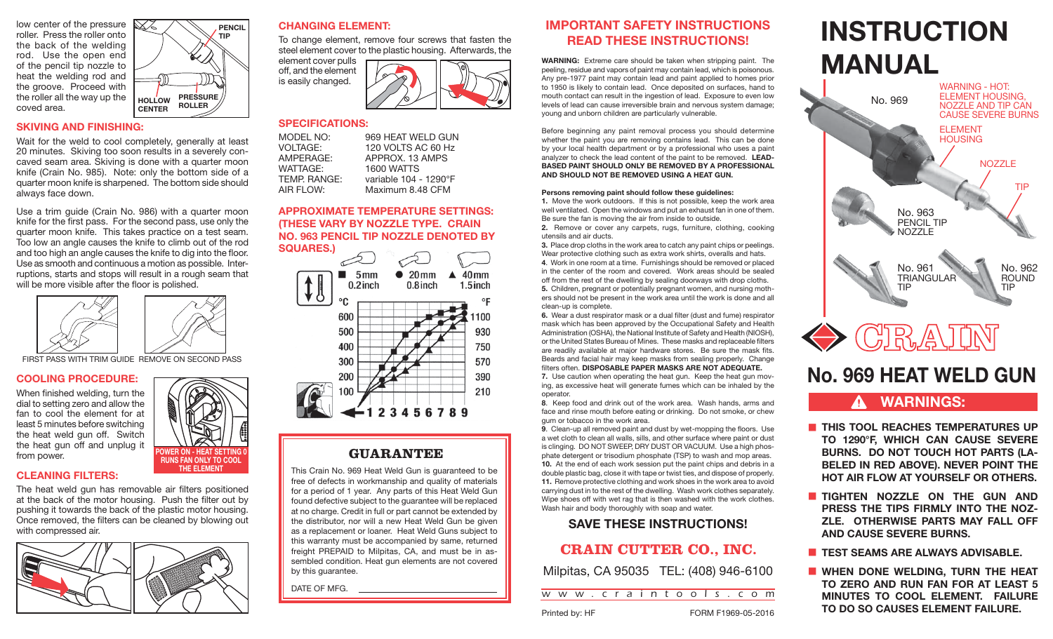low center of the pressure roller. Press the roller onto the back of the welding rod. Use the open end of the pencil tip nozzle to heat the welding rod and the groove. Proceed with the roller all the way up the coved area.

PENCIL TIP
HOLLOW CENTER
PRESSURE ROLLER

## SKIVING AND FINISHING:

Wait for the weld to cool completely, generally at least 20 minutes. Skiving too soon results in a severely concaved seam area. Skiving is done with a quarter moon knife (Crain No. 985). Note: only the bottom side of a quarter moon knife is sharpened. The bottom side should always face down.

Use a trim guide (Crain No. 986) with a quarter moon knife for the first pass. For the second pass, use only the quarter moon knife. This takes practice on a test seam. Too low an angle causes the knife to climb out of the rod and too high an angle causes the knife to dig into the floor. Use as smooth and continuous a motion as possible. Interruptions, starts and stops will result in a rough seam that will be more visible after the floor is polished.

FIRST PASS WITH TRIM GUIDE REMOVE ON SECOND PASS

## COOLING PROCEDURE:

When finished welding, turn the dial to setting zero and allow the fan to cool the element for at least 5 minutes before switching the heat weld gun off. Switch the heat gun off and unplug it from power.

POWER ON - HEAT SETTING 0 RUNS FAN ONLY TO COOL THE ELEMENT

## CLEANING FILTERS:

The heat weld gun has removable air filters positioned at the back of the motor housing. Push the filter out by pushing it towards the back of the plastic motor housing. Once removed, the filters can be cleaned by blowing out with compressed air.

## CHANGING ELEMENT:

To change element, remove four screws that fasten the steel element cover to the plastic housing. Afterwards, the element cover pulls off, and the element is easily changed.

## SPECIFICATIONS:

| | |
|---|---|
| MODEL NO: | 969 HEAT WELD GUN |
| VOLTAGE: | 120 VOLTS AC 60 Hz |
| AMPERAGE: | APPROX. 13 AMPS |
| WATTAGE: | 1600 WATTS |
| TEMP. RANGE: | variable 104 - 1290°F |
| AIR FLOW: | Maximum 8.48 CFM |

## APPROXIMATE TEMPERATURE SETTINGS: (THESE VARY BY NOZZLE TYPE. CRAIN NO. 963 PENCIL TIP NOZZLE DENOTED BY SQUARES.)

■ 5mm 0.2inch
● 20mm 0.8inch
▲ 40mm 1.5inch

°C
600
500
400
300
200
100

°F
1100
930
750
570
390
210

1 2 3 4 5 6 7 8 9

## GUARANTEE

This Crain No. 969 Heat Weld Gun is guaranteed to be free of defects in workmanship and quality of materials for a period of 1 year. Any parts of this Heat Weld Gun found defective subject to the guarantee will be replaced at no charge. Credit in full or part cannot be extended by the distributor, nor will a new Heat Weld Gun be given as a replacement or loaner. Heat Weld Guns subject to this warranty must be accompanied by same, returned freight PREPAID to Milpitas, CA, and must be in assembled condition. Heat gun elements are not covered by this guarantee.

DATE OF MFG. ______________________

## IMPORTANT SAFETY INSTRUCTIONS READ THESE INSTRUCTIONS!

**WARNING:** Extreme care should be taken when stripping paint. The peeling, residue and vapors of paint may contain lead, which is poisonous. Any pre-1977 paint may contain lead and paint applied to homes prior to 1950 is likely to contain lead. Once deposited on surfaces, hand to mouth contact can result in the ingestion of lead. Exposure to even low levels of lead can cause irreversible brain and nervous system damage; young and unborn children are particularly vulnerable.

Before beginning any paint removal process you should determine whether the paint you are removing contains lead. This can be done by your local health department or by a professional who uses a paint analyzer to check the lead content of the paint to be removed. **LEAD-BASED PAINT SHOULD ONLY BE REMOVED BY A PROFESSIONAL AND SHOULD NOT BE REMOVED USING A HEAT GUN.**

**Persons removing paint should follow these guidelines:**

**1.** Move the work outdoors. If this is not possible, keep the work area well ventilated. Open the windows and put an exhaust fan in one of them. Be sure the fan is moving the air from inside to outside.

**2.** Remove or cover any carpets, rugs, furniture, clothing, cooking utensils and air ducts.

**3.** Place drop cloths in the work area to catch any paint chips or peelings. Wear protective clothing such as extra work shirts, overalls and hats.

**4**. Work in one room at a time. Furnishings should be removed or placed in the center of the room and covered. Work areas should be sealed off from the rest of the dwelling by sealing doorways with drop cloths.

**5.** Children, pregnant or potentially pregnant women, and nursing mothers should not be present in the work area until the work is done and all clean-up is complete.

**6.** Wear a dust respirator mask or a dual filter (dust and fume) respirator mask which has been approved by the Occupational Safety and Health Administration (OSHA), the National Institute of Safety and Health (NIOSH), or the United States Bureau of Mines. These masks and replaceable filters are readily available at major hardware stores. Be sure the mask fits. Beards and facial hair may keep masks from sealing properly. Change filters often. **DISPOSABLE PAPER MASKS ARE NOT ADEQUATE.**

**7.** Use caution when operating the heat gun. Keep the heat gun moving, as excessive heat will generate fumes which can be inhaled by the operator.

**8**. Keep food and drink out of the work area. Wash hands, arms and face and rinse mouth before eating or drinking. Do not smoke, or chew gum or tobacco in the work area.

**9**. Clean-up all removed paint and dust by wet-mopping the floors. Use a wet cloth to clean all walls, sills, and other surface where paint or dust is clinging. DO NOT SWEEP, DRY DUST OR VACUUM. Use a high phosphate detergent or trisodium phosphate (TSP) to wash and mop areas.

**10.** At the end of each work session put the paint chips and debris in a double plastic bag, close it with tape or twist ties, and dispose of properly.

**11.** Remove protective clothing and work shoes in the work area to avoid carrying dust in to the rest of the dwelling. Wash work clothes separately. Wipe shoes off with wet rag that is then washed with the work clothes. Wash hair and body thoroughly with soap and water.

**SAVE THESE INSTRUCTIONS!**

**CRAIN CUTTER CO., INC.**

Milpitas, CA 95035 TEL: (408) 946-6100

www.craintools.com

Printed by: HF FORM F1969-05-2016

# INSTRUCTION MANUAL

No. 969

WARNING - HOT: ELEMENT HOUSING, NOZZLE AND TIP CAN CAUSE SEVERE BURNS

ELEMENT HOUSING
NOZZLE
TIP

No. 963 PENCIL TIP NOZZLE

No. 961 TRIANGULAR TIP

No. 962 ROUND TIP

CRAIN

# No. 969 HEAT WELD GUN

## WARNINGS:

- **THIS TOOL REACHES TEMPERATURES UP TO 1290°F, WHICH CAN CAUSE SEVERE BURNS. DO NOT TOUCH HOT PARTS (LABELED IN RED ABOVE). NEVER POINT THE HOT AIR FLOW AT YOURSELF OR OTHERS.**
- **TIGHTEN NOZZLE ON THE GUN AND PRESS THE TIPS FIRMLY INTO THE NOZZLE. OTHERWISE PARTS MAY FALL OFF AND CAUSE SEVERE BURNS.**
- **TEST SEAMS ARE ALWAYS ADVISABLE.**
- **WHEN DONE WELDING, TURN THE HEAT TO ZERO AND RUN FAN FOR AT LEAST 5 MINUTES TO COOL ELEMENT. FAILURE TO DO SO CAUSES ELEMENT FAILURE.**